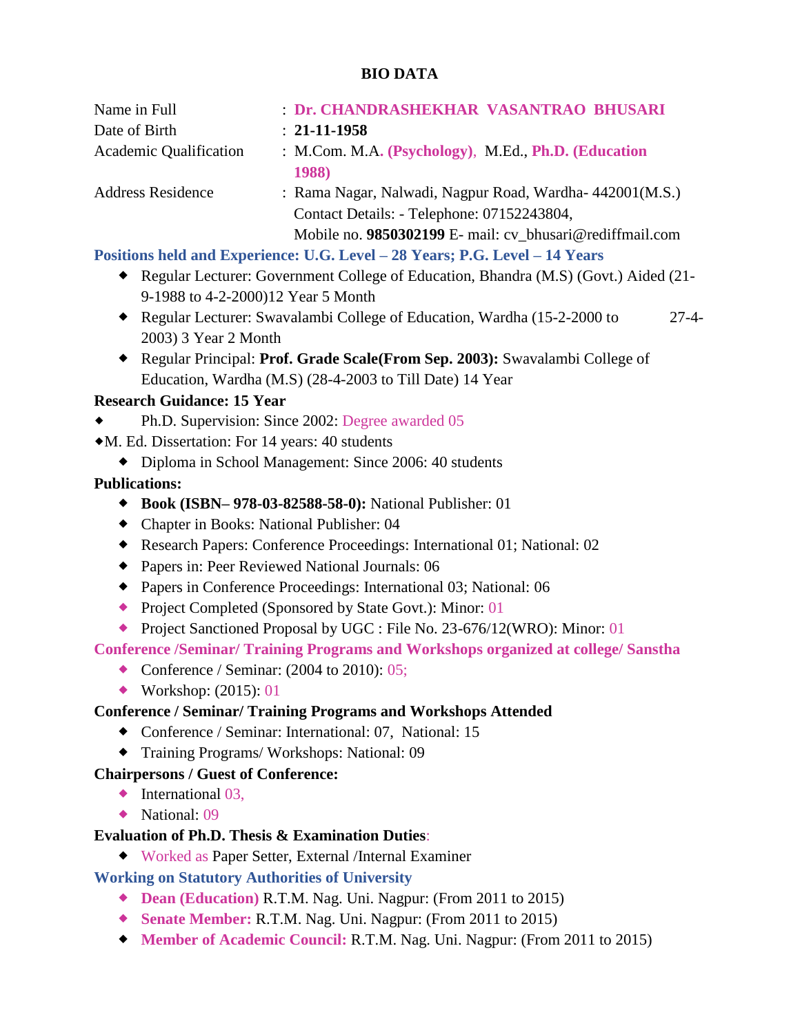# BIO DATA

| | | |
|---|---|---|
| Name in Full | : | **Dr. CHANDRASHEKHAR VASANTRAO BHUSARI** |
| Date of Birth | : | **21-11-1958** |
| Academic Qualification | : | M.Com. M.A. **(Psychology)**, M.Ed., **Ph.D. (Education 1988)** |
| Address Residence | : | Rama Nagar, Nalwadi, Nagpur Road, Wardha- 442001(M.S.) Contact Details: - Telephone: 07152243804, Mobile no. **9850302199** E- mail: cv_bhusari@rediffmail.com |

**Positions held and Experience: U.G. Level – 28 Years; P.G. Level – 14 Years**

- Regular Lecturer: Government College of Education, Bhandra (M.S) (Govt.) Aided (21-9-1988 to 4-2-2000)12 Year 5 Month
- Regular Lecturer: Swavalambi College of Education, Wardha (15-2-2000 to 27-4-2003) 3 Year 2 Month
- Regular Principal: **Prof. Grade Scale(From Sep. 2003):** Swavalambi College of Education, Wardha (M.S) (28-4-2003 to Till Date) 14 Year

**Research Guidance: 15 Year**

- Ph.D. Supervision: Since 2002: Degree awarded 05
- M. Ed. Dissertation: For 14 years: 40 students
- Diploma in School Management: Since 2006: 40 students

**Publications:**

- **Book (ISBN– 978-03-82588-58-0):** National Publisher: 01
- Chapter in Books: National Publisher: 04
- Research Papers: Conference Proceedings: International 01; National: 02
- Papers in: Peer Reviewed National Journals: 06
- Papers in Conference Proceedings: International 03; National: 06
- Project Completed (Sponsored by State Govt.): Minor: 01
- Project Sanctioned Proposal by UGC : File No. 23-676/12(WRO): Minor: 01

**Conference /Seminar/ Training Programs and Workshops organized at college/ Sanstha**

- Conference / Seminar: (2004 to 2010): 05;
- Workshop: (2015): 01

**Conference / Seminar/ Training Programs and Workshops Attended**

- Conference / Seminar: International: 07, National: 15
- Training Programs/ Workshops: National: 09

**Chairpersons / Guest of Conference:**

- International 03,
- National: 09

**Evaluation of Ph.D. Thesis & Examination Duties:**

- Worked as Paper Setter, External /Internal Examiner

**Working on Statutory Authorities of University**

- **Dean (Education)** R.T.M. Nag. Uni. Nagpur: (From 2011 to 2015)
- **Senate Member:** R.T.M. Nag. Uni. Nagpur: (From 2011 to 2015)
- **Member of Academic Council:** R.T.M. Nag. Uni. Nagpur: (From 2011 to 2015)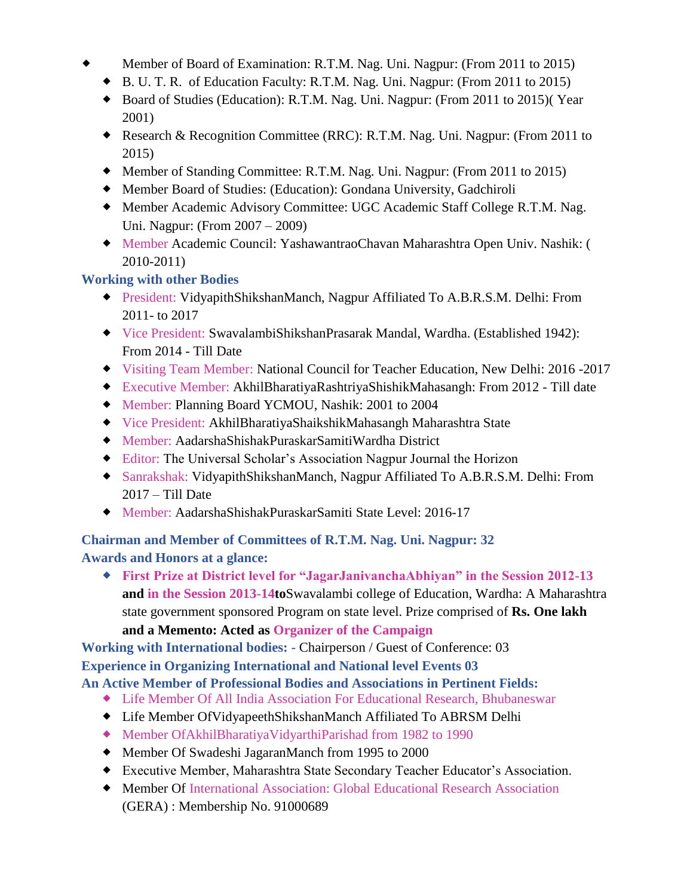- Member of Board of Examination: R.T.M. Nag. Uni. Nagpur: (From 2011 to 2015)
  - B. U. T. R. of Education Faculty: R.T.M. Nag. Uni. Nagpur: (From 2011 to 2015)
  - Board of Studies (Education): R.T.M. Nag. Uni. Nagpur: (From 2011 to 2015)( Year 2001)
  - Research & Recognition Committee (RRC): R.T.M. Nag. Uni. Nagpur: (From 2011 to 2015)
  - Member of Standing Committee: R.T.M. Nag. Uni. Nagpur: (From 2011 to 2015)
  - Member Board of Studies: (Education): Gondana University, Gadchiroli
  - Member Academic Advisory Committee: UGC Academic Staff College R.T.M. Nag. Uni. Nagpur: (From 2007 – 2009)
  - Member Academic Council: YashawantraoChavan Maharashtra Open Univ. Nashik: ( 2010-2011)

**Working with other Bodies**

- President: VidyapithShikshanManch, Nagpur Affiliated To A.B.R.S.M. Delhi: From 2011- to 2017
- Vice President: SwavalambiShikshanPrasarak Mandal, Wardha. (Established 1942): From 2014 - Till Date
- Visiting Team Member: National Council for Teacher Education, New Delhi: 2016 -2017
- Executive Member: AkhilBharatiyaRashtriyaShishikMahasangh: From 2012 - Till date
- Member: Planning Board YCMOU, Nashik: 2001 to 2004
- Vice President: AkhilBharatiyaShaikshikMahasangh Maharashtra State
- Member: AadarshaShishakPuraskarSamitiWardha District
- Editor: The Universal Scholar's Association Nagpur Journal the Horizon
- Sanrakshak: VidyapithShikshanManch, Nagpur Affiliated To A.B.R.S.M. Delhi: From 2017 – Till Date
- Member: AadarshaShishakPuraskarSamiti State Level: 2016-17

**Chairman and Member of Committees of R.T.M. Nag. Uni. Nagpur: 32**

**Awards and Honors at a glance:**

- **First Prize at District level for "JagarJanivanchaAbhiyan" in the Session 2012-13 and in the Session 2013-14to**Swavalambi college of Education, Wardha: A Maharashtra state government sponsored Program on state level. Prize comprised of **Rs. One lakh and a Memento: Acted as Organizer of the Campaign**

**Working with International bodies: -** Chairperson / Guest of Conference: 03

**Experience in Organizing International and National level Events 03**

**An Active Member of Professional Bodies and Associations in Pertinent Fields:**

- Life Member Of All India Association For Educational Research, Bhubaneswar
- Life Member OfVidyapeethShikshanManch Affiliated To ABRSM Delhi
- Member OfAkhilBharatiyaVidyarthiParishad from 1982 to 1990
- Member Of Swadeshi JagaranManch from 1995 to 2000
- Executive Member, Maharashtra State Secondary Teacher Educator's Association.
- Member Of International Association: Global Educational Research Association (GERA) : Membership No. 91000689